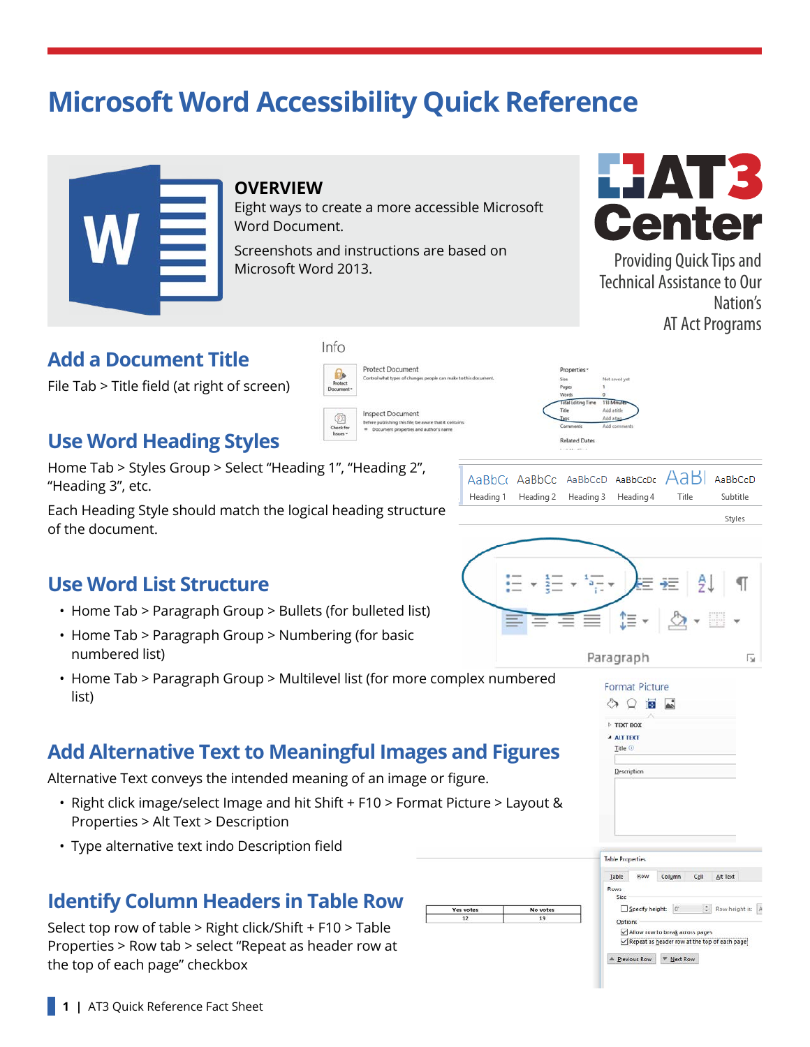# Microsoft Word Accessibility Quick Reference

## OVERVIEW

Eight ways to create a more accessible Microsoft Word Document.

Screenshots and instructions are based on Microsoft Word 2013.

AT3 Center

Providing Quick Tips and Technical Assistance to Our Nation's AT Act Programs

## Add a Document Title

File Tab > Title field (at right of screen)

## Use Word Heading Styles

Home Tab > Styles Group > Select "Heading 1", "Heading 2", "Heading 3", etc.

Each Heading Style should match the logical heading structure of the document.

## Use Word List Structure

- Home Tab > Paragraph Group > Bullets (for bulleted list)
- Home Tab > Paragraph Group > Numbering (for basic numbered list)
- Home Tab > Paragraph Group > Multilevel list (for more complex numbered list)

## Add Alternative Text to Meaningful Images and Figures

Alternative Text conveys the intended meaning of an image or figure.

- Right click image/select Image and hit Shift + F10 > Format Picture > Layout & Properties > Alt Text > Description
- Type alternative text indo Description field

## Identify Column Headers in Table Row

Select top row of table > Right click/Shift + F10 > Table Properties > Row tab > select "Repeat as header row at the top of each page" checkbox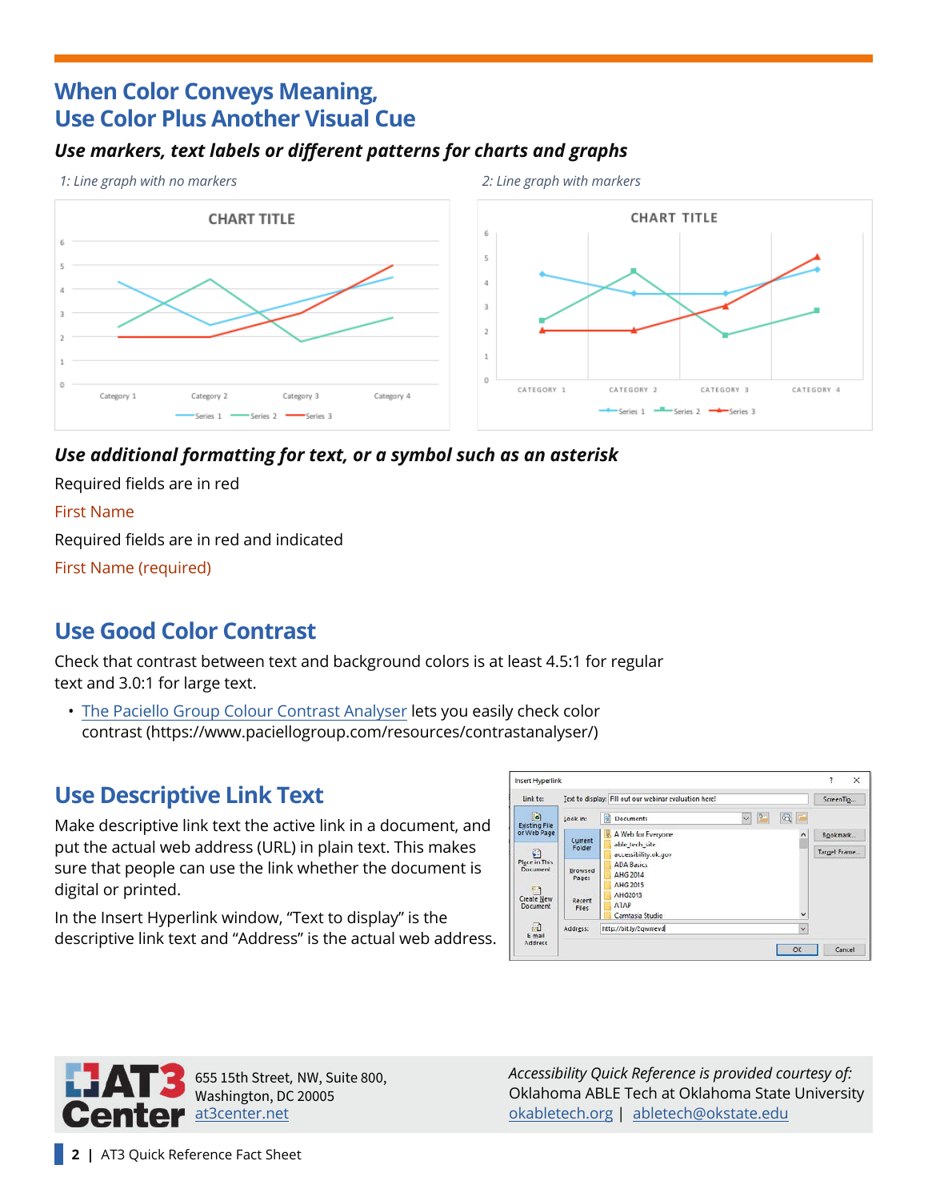## When Color Conveys Meaning, Use Color Plus Another Visual Cue

### *Use markers, text labels or different patterns for charts and graphs*

*1: Line graph with no markers*

CHART TITLE

6
5
4
3
2
1
0

Category 1
Category 2
Category 3
Category 4

Series 1
Series 2
Series 3

*2: Line graph with markers*

CHART TITLE

6
5
4
3
2
1
0

CATEGORY 1
CATEGORY 2
CATEGORY 3
CATEGORY 4

Series 1
Series 2
Series 3

### *Use additional formatting for text, or a symbol such as an asterisk*

Required fields are in red

First Name

Required fields are in red and indicated

First Name (required)

## Use Good Color Contrast

Check that contrast between text and background colors is at least 4.5:1 for regular text and 3.0:1 for large text.

- The Paciello Group Colour Contrast Analyser lets you easily check color contrast (https://www.paciellogroup.com/resources/contrastanalyser/)

## Use Descriptive Link Text

Make descriptive link text the active link in a document, and put the actual web address (URL) in plain text. This makes sure that people can use the link whether the document is digital or printed.

In the Insert Hyperlink window, "Text to display" is the descriptive link text and "Address" is the actual web address.

Insert Hyperlink

Link to:
Text to display: Fill out our webinar evaluation here!
ScreenTip...
Existing File or Web Page
Place in This Document
Create New Document
E-mail Address
Look in: Documents
Current Folder
Browsed Pages
Recent Files
A Web for Everyone
able_tech_site
accessibility.ok.gov
ADA Basics
AHG 2014
AHG 2015
AHG2013
ATAP
Camtasia Studio
Bookmark...
Target Frame...
Address: http://bit.ly/2qwmevd
OK
Cancel

655 15th Street, NW, Suite 800,
Washington, DC 20005
at3center.net

*Accessibility Quick Reference is provided courtesy of:*
Oklahoma ABLE Tech at Oklahoma State University
okabletech.org | abletech@okstate.edu